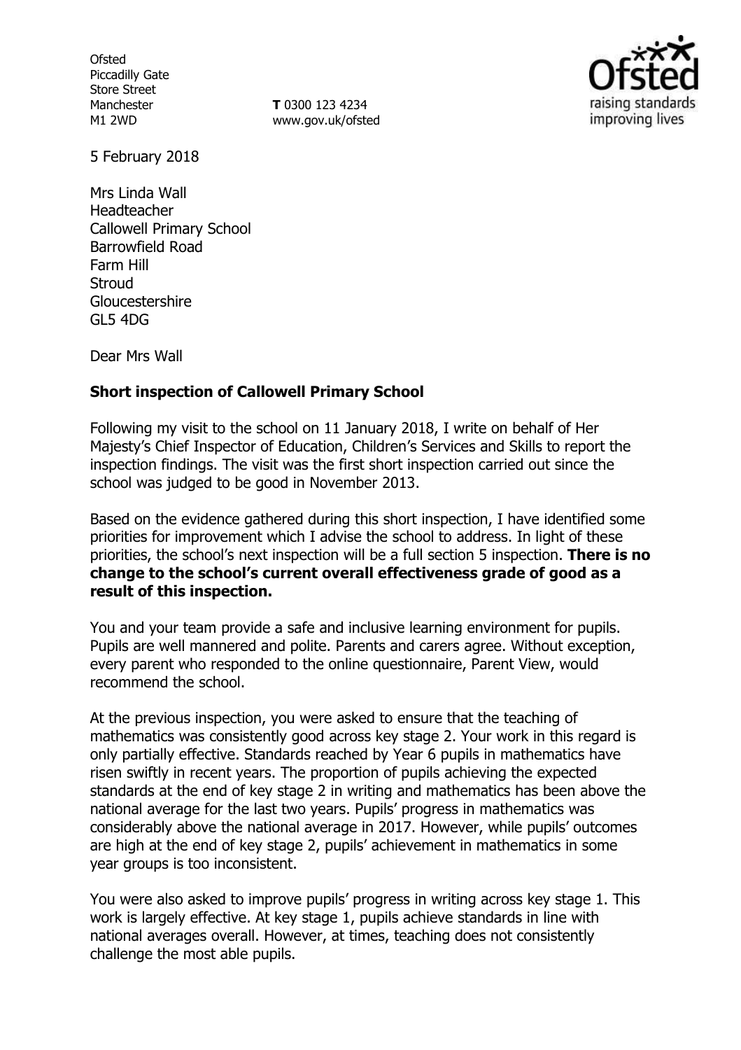Ofsted
Piccadilly Gate
Store Street
Manchester
M1 2WD

**T** 0300 123 4234
www.gov.uk/ofsted

5 February 2018

Mrs Linda Wall
Headteacher
Callowell Primary School
Barrowfield Road
Farm Hill
Stroud
Gloucestershire
GL5 4DG

Dear Mrs Wall

**Short inspection of Callowell Primary School**

Following my visit to the school on 11 January 2018, I write on behalf of Her Majesty's Chief Inspector of Education, Children's Services and Skills to report the inspection findings. The visit was the first short inspection carried out since the school was judged to be good in November 2013.

Based on the evidence gathered during this short inspection, I have identified some priorities for improvement which I advise the school to address. In light of these priorities, the school's next inspection will be a full section 5 inspection. **There is no change to the school's current overall effectiveness grade of good as a result of this inspection.**

You and your team provide a safe and inclusive learning environment for pupils. Pupils are well mannered and polite. Parents and carers agree. Without exception, every parent who responded to the online questionnaire, Parent View, would recommend the school.

At the previous inspection, you were asked to ensure that the teaching of mathematics was consistently good across key stage 2. Your work in this regard is only partially effective. Standards reached by Year 6 pupils in mathematics have risen swiftly in recent years. The proportion of pupils achieving the expected standards at the end of key stage 2 in writing and mathematics has been above the national average for the last two years. Pupils' progress in mathematics was considerably above the national average in 2017. However, while pupils' outcomes are high at the end of key stage 2, pupils' achievement in mathematics in some year groups is too inconsistent.

You were also asked to improve pupils' progress in writing across key stage 1. This work is largely effective. At key stage 1, pupils achieve standards in line with national averages overall. However, at times, teaching does not consistently challenge the most able pupils.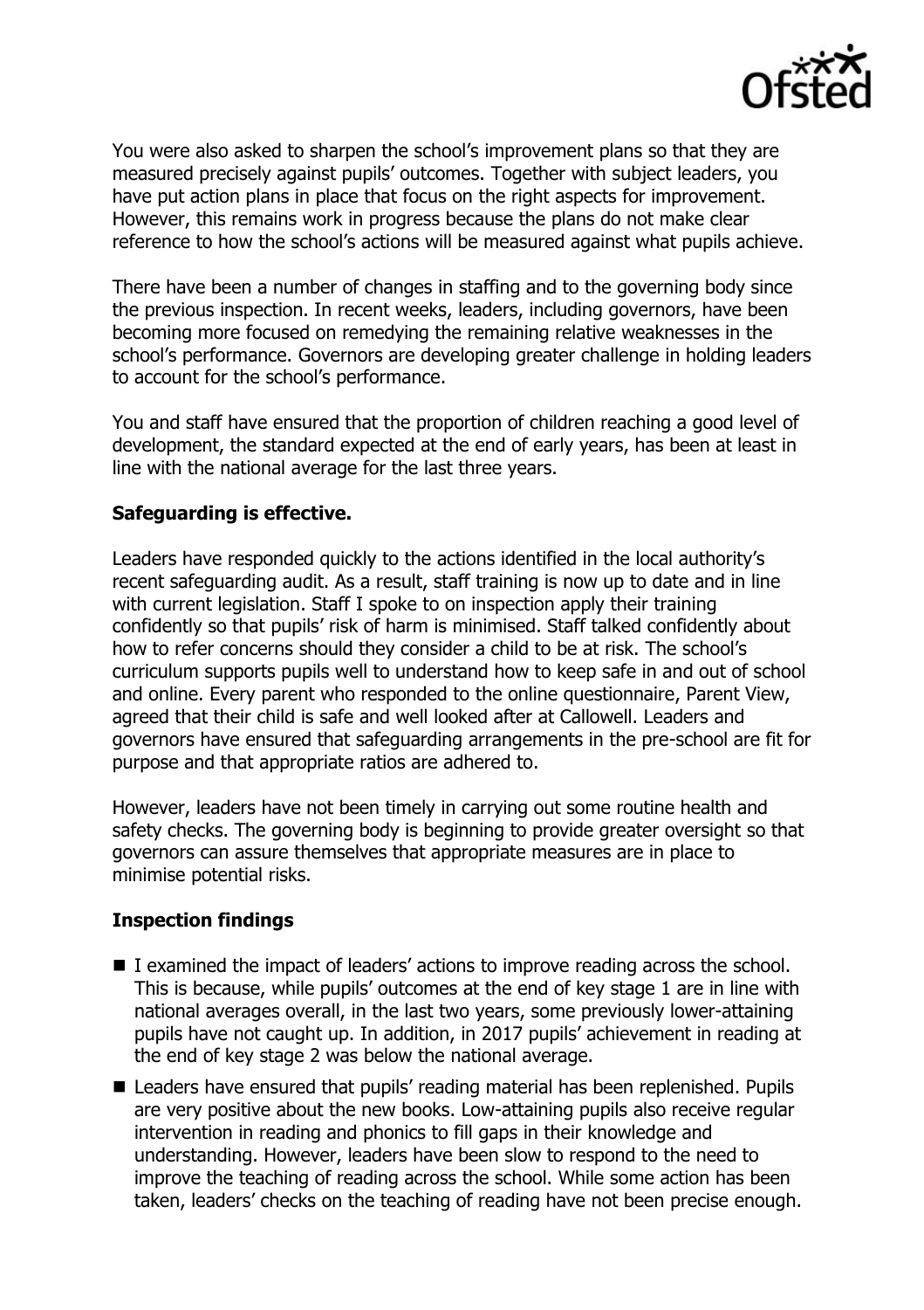You were also asked to sharpen the school's improvement plans so that they are measured precisely against pupils' outcomes. Together with subject leaders, you have put action plans in place that focus on the right aspects for improvement. However, this remains work in progress because the plans do not make clear reference to how the school's actions will be measured against what pupils achieve.

There have been a number of changes in staffing and to the governing body since the previous inspection. In recent weeks, leaders, including governors, have been becoming more focused on remedying the remaining relative weaknesses in the school's performance. Governors are developing greater challenge in holding leaders to account for the school's performance.

You and staff have ensured that the proportion of children reaching a good level of development, the standard expected at the end of early years, has been at least in line with the national average for the last three years.

**Safeguarding is effective.**

Leaders have responded quickly to the actions identified in the local authority's recent safeguarding audit. As a result, staff training is now up to date and in line with current legislation. Staff I spoke to on inspection apply their training confidently so that pupils' risk of harm is minimised. Staff talked confidently about how to refer concerns should they consider a child to be at risk. The school's curriculum supports pupils well to understand how to keep safe in and out of school and online. Every parent who responded to the online questionnaire, Parent View, agreed that their child is safe and well looked after at Callowell. Leaders and governors have ensured that safeguarding arrangements in the pre-school are fit for purpose and that appropriate ratios are adhered to.

However, leaders have not been timely in carrying out some routine health and safety checks. The governing body is beginning to provide greater oversight so that governors can assure themselves that appropriate measures are in place to minimise potential risks.

**Inspection findings**

- I examined the impact of leaders' actions to improve reading across the school. This is because, while pupils' outcomes at the end of key stage 1 are in line with national averages overall, in the last two years, some previously lower-attaining pupils have not caught up. In addition, in 2017 pupils' achievement in reading at the end of key stage 2 was below the national average.
- Leaders have ensured that pupils' reading material has been replenished. Pupils are very positive about the new books. Low-attaining pupils also receive regular intervention in reading and phonics to fill gaps in their knowledge and understanding. However, leaders have been slow to respond to the need to improve the teaching of reading across the school. While some action has been taken, leaders' checks on the teaching of reading have not been precise enough.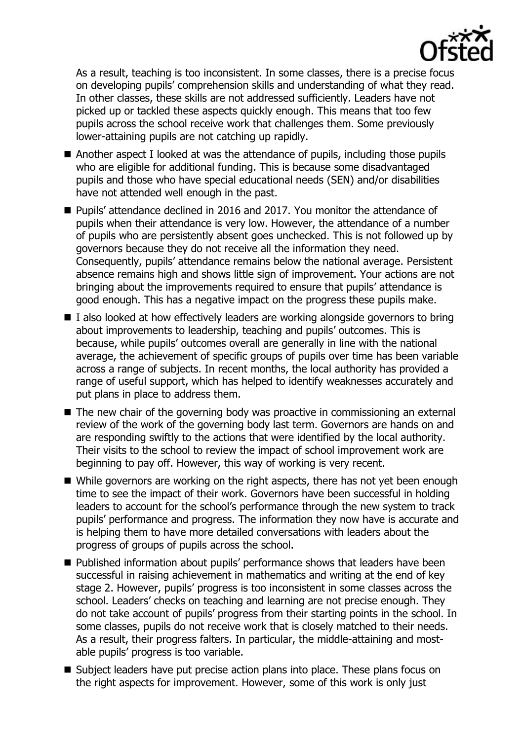As a result, teaching is too inconsistent. In some classes, there is a precise focus on developing pupils' comprehension skills and understanding of what they read. In other classes, these skills are not addressed sufficiently. Leaders have not picked up or tackled these aspects quickly enough. This means that too few pupils across the school receive work that challenges them. Some previously lower-attaining pupils are not catching up rapidly.

- Another aspect I looked at was the attendance of pupils, including those pupils who are eligible for additional funding. This is because some disadvantaged pupils and those who have special educational needs (SEN) and/or disabilities have not attended well enough in the past.
- Pupils' attendance declined in 2016 and 2017. You monitor the attendance of pupils when their attendance is very low. However, the attendance of a number of pupils who are persistently absent goes unchecked. This is not followed up by governors because they do not receive all the information they need. Consequently, pupils' attendance remains below the national average. Persistent absence remains high and shows little sign of improvement. Your actions are not bringing about the improvements required to ensure that pupils' attendance is good enough. This has a negative impact on the progress these pupils make.
- I also looked at how effectively leaders are working alongside governors to bring about improvements to leadership, teaching and pupils' outcomes. This is because, while pupils' outcomes overall are generally in line with the national average, the achievement of specific groups of pupils over time has been variable across a range of subjects. In recent months, the local authority has provided a range of useful support, which has helped to identify weaknesses accurately and put plans in place to address them.
- The new chair of the governing body was proactive in commissioning an external review of the work of the governing body last term. Governors are hands on and are responding swiftly to the actions that were identified by the local authority. Their visits to the school to review the impact of school improvement work are beginning to pay off. However, this way of working is very recent.
- While governors are working on the right aspects, there has not yet been enough time to see the impact of their work. Governors have been successful in holding leaders to account for the school's performance through the new system to track pupils' performance and progress. The information they now have is accurate and is helping them to have more detailed conversations with leaders about the progress of groups of pupils across the school.
- Published information about pupils' performance shows that leaders have been successful in raising achievement in mathematics and writing at the end of key stage 2. However, pupils' progress is too inconsistent in some classes across the school. Leaders' checks on teaching and learning are not precise enough. They do not take account of pupils' progress from their starting points in the school. In some classes, pupils do not receive work that is closely matched to their needs. As a result, their progress falters. In particular, the middle-attaining and most-able pupils' progress is too variable.
- Subject leaders have put precise action plans into place. These plans focus on the right aspects for improvement. However, some of this work is only just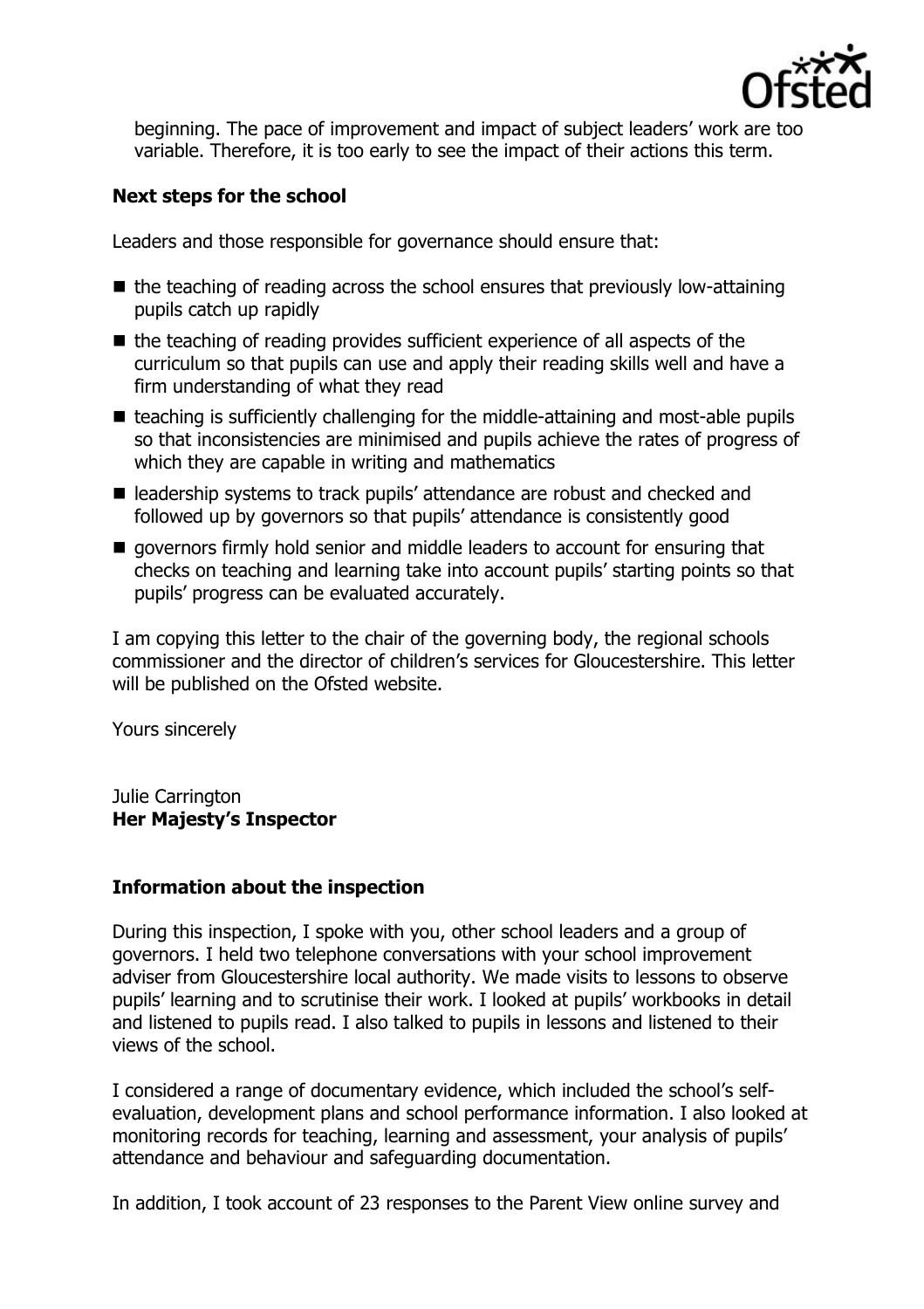beginning. The pace of improvement and impact of subject leaders' work are too variable. Therefore, it is too early to see the impact of their actions this term.

**Next steps for the school**

Leaders and those responsible for governance should ensure that:

- the teaching of reading across the school ensures that previously low-attaining pupils catch up rapidly
- the teaching of reading provides sufficient experience of all aspects of the curriculum so that pupils can use and apply their reading skills well and have a firm understanding of what they read
- teaching is sufficiently challenging for the middle-attaining and most-able pupils so that inconsistencies are minimised and pupils achieve the rates of progress of which they are capable in writing and mathematics
- leadership systems to track pupils' attendance are robust and checked and followed up by governors so that pupils' attendance is consistently good
- governors firmly hold senior and middle leaders to account for ensuring that checks on teaching and learning take into account pupils' starting points so that pupils' progress can be evaluated accurately.

I am copying this letter to the chair of the governing body, the regional schools commissioner and the director of children's services for Gloucestershire. This letter will be published on the Ofsted website.

Yours sincerely

Julie Carrington
**Her Majesty's Inspector**

**Information about the inspection**

During this inspection, I spoke with you, other school leaders and a group of governors. I held two telephone conversations with your school improvement adviser from Gloucestershire local authority. We made visits to lessons to observe pupils' learning and to scrutinise their work. I looked at pupils' workbooks in detail and listened to pupils read. I also talked to pupils in lessons and listened to their views of the school.

I considered a range of documentary evidence, which included the school's self-evaluation, development plans and school performance information. I also looked at monitoring records for teaching, learning and assessment, your analysis of pupils' attendance and behaviour and safeguarding documentation.

In addition, I took account of 23 responses to the Parent View online survey and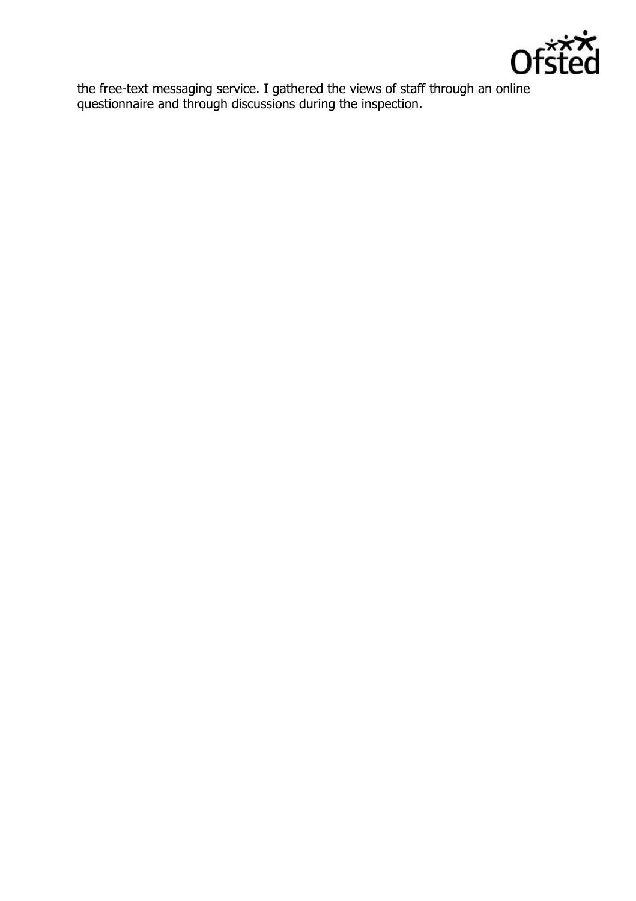the free-text messaging service. I gathered the views of staff through an online questionnaire and through discussions during the inspection.